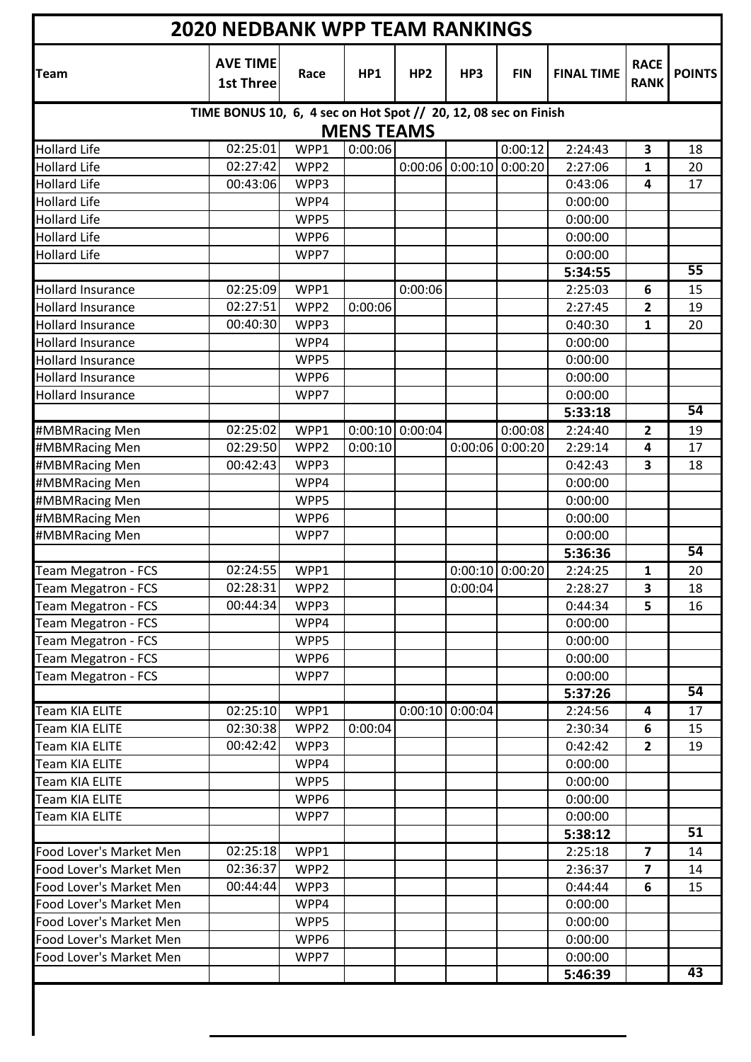# 2020 NEDBANK WPP TEAM RANKINGS

| Team | AVE TIME 1st Three | Race | HP1 | HP2 | HP3 | FIN | FINAL TIME | RACE RANK | POINTS |
|---|---|---|---|---|---|---|---|---|---|
| TIME BONUS 10, 6, 4 sec on Hot Spot // 20, 12, 08 sec on Finish | | | | | | | | | |
| MENS TEAMS | | | | | | | | | |
| Hollard Life | 02:25:01 | WPP1 | 0:00:06 | | | 0:00:12 | 2:24:43 | 3 | 18 |
| Hollard Life | 02:27:42 | WPP2 | | 0:00:06 | 0:00:10 | 0:00:20 | 2:27:06 | 1 | 20 |
| Hollard Life | 00:43:06 | WPP3 | | | | | 0:43:06 | 4 | 17 |
| Hollard Life | | WPP4 | | | | | 0:00:00 | | |
| Hollard Life | | WPP5 | | | | | 0:00:00 | | |
| Hollard Life | | WPP6 | | | | | 0:00:00 | | |
| Hollard Life | | WPP7 | | | | | 0:00:00 | | |
| | | | | | | | 5:34:55 | | 55 |
| Hollard Insurance | 02:25:09 | WPP1 | | 0:00:06 | | | 2:25:03 | 6 | 15 |
| Hollard Insurance | 02:27:51 | WPP2 | 0:00:06 | | | | 2:27:45 | 2 | 19 |
| Hollard Insurance | 00:40:30 | WPP3 | | | | | 0:40:30 | 1 | 20 |
| Hollard Insurance | | WPP4 | | | | | 0:00:00 | | |
| Hollard Insurance | | WPP5 | | | | | 0:00:00 | | |
| Hollard Insurance | | WPP6 | | | | | 0:00:00 | | |
| Hollard Insurance | | WPP7 | | | | | 0:00:00 | | |
| | | | | | | | 5:33:18 | | 54 |
| #MBMRacing Men | 02:25:02 | WPP1 | 0:00:10 | 0:00:04 | | 0:00:08 | 2:24:40 | 2 | 19 |
| #MBMRacing Men | 02:29:50 | WPP2 | 0:00:10 | | 0:00:06 | 0:00:20 | 2:29:14 | 4 | 17 |
| #MBMRacing Men | 00:42:43 | WPP3 | | | | | 0:42:43 | 3 | 18 |
| #MBMRacing Men | | WPP4 | | | | | 0:00:00 | | |
| #MBMRacing Men | | WPP5 | | | | | 0:00:00 | | |
| #MBMRacing Men | | WPP6 | | | | | 0:00:00 | | |
| #MBMRacing Men | | WPP7 | | | | | 0:00:00 | | |
| | | | | | | | 5:36:36 | | 54 |
| Team Megatron - FCS | 02:24:55 | WPP1 | | | 0:00:10 | 0:00:20 | 2:24:25 | 1 | 20 |
| Team Megatron - FCS | 02:28:31 | WPP2 | | | 0:00:04 | | 2:28:27 | 3 | 18 |
| Team Megatron - FCS | 00:44:34 | WPP3 | | | | | 0:44:34 | 5 | 16 |
| Team Megatron - FCS | | WPP4 | | | | | 0:00:00 | | |
| Team Megatron - FCS | | WPP5 | | | | | 0:00:00 | | |
| Team Megatron - FCS | | WPP6 | | | | | 0:00:00 | | |
| Team Megatron - FCS | | WPP7 | | | | | 0:00:00 | | |
| | | | | | | | 5:37:26 | | 54 |
| Team KIA ELITE | 02:25:10 | WPP1 | | 0:00:10 | 0:00:04 | | 2:24:56 | 4 | 17 |
| Team KIA ELITE | 02:30:38 | WPP2 | 0:00:04 | | | | 2:30:34 | 6 | 15 |
| Team KIA ELITE | 00:42:42 | WPP3 | | | | | 0:42:42 | 2 | 19 |
| Team KIA ELITE | | WPP4 | | | | | 0:00:00 | | |
| Team KIA ELITE | | WPP5 | | | | | 0:00:00 | | |
| Team KIA ELITE | | WPP6 | | | | | 0:00:00 | | |
| Team KIA ELITE | | WPP7 | | | | | 0:00:00 | | |
| | | | | | | | 5:38:12 | | 51 |
| Food Lover's Market Men | 02:25:18 | WPP1 | | | | | 2:25:18 | 7 | 14 |
| Food Lover's Market Men | 02:36:37 | WPP2 | | | | | 2:36:37 | 7 | 14 |
| Food Lover's Market Men | 00:44:44 | WPP3 | | | | | 0:44:44 | 6 | 15 |
| Food Lover's Market Men | | WPP4 | | | | | 0:00:00 | | |
| Food Lover's Market Men | | WPP5 | | | | | 0:00:00 | | |
| Food Lover's Market Men | | WPP6 | | | | | 0:00:00 | | |
| Food Lover's Market Men | | WPP7 | | | | | 0:00:00 | | |
| | | | | | | | 5:46:39 | | 43 |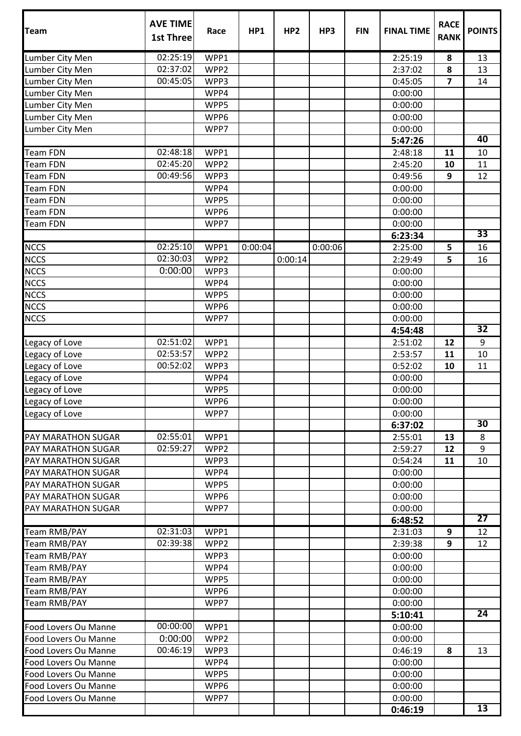| Team | AVE TIME 1st Three | Race | HP1 | HP2 | HP3 | FIN | FINAL TIME | RACE RANK | POINTS |
|---|---|---|---|---|---|---|---|---|---|
| Lumber City Men | 02:25:19 | WPP1 | | | | | 2:25:19 | **8** | 13 |
| Lumber City Men | 02:37:02 | WPP2 | | | | | 2:37:02 | **8** | 13 |
| Lumber City Men | 00:45:05 | WPP3 | | | | | 0:45:05 | **7** | 14 |
| Lumber City Men | | WPP4 | | | | | 0:00:00 | | |
| Lumber City Men | | WPP5 | | | | | 0:00:00 | | |
| Lumber City Men | | WPP6 | | | | | 0:00:00 | | |
| Lumber City Men | | WPP7 | | | | | 0:00:00 | | |
| | | | | | | | **5:47:26** | | **40** |
| Team FDN | 02:48:18 | WPP1 | | | | | 2:48:18 | **11** | 10 |
| Team FDN | 02:45:20 | WPP2 | | | | | 2:45:20 | **10** | 11 |
| Team FDN | 00:49:56 | WPP3 | | | | | 0:49:56 | **9** | 12 |
| Team FDN | | WPP4 | | | | | 0:00:00 | | |
| Team FDN | | WPP5 | | | | | 0:00:00 | | |
| Team FDN | | WPP6 | | | | | 0:00:00 | | |
| Team FDN | | WPP7 | | | | | 0:00:00 | | |
| | | | | | | | **6:23:34** | | **33** |
| NCCS | 02:25:10 | WPP1 | 0:00:04 | | 0:00:06 | | 2:25:00 | **5** | 16 |
| NCCS | 02:30:03 | WPP2 | | 0:00:14 | | | 2:29:49 | **5** | 16 |
| NCCS | 0:00:00 | WPP3 | | | | | 0:00:00 | | |
| NCCS | | WPP4 | | | | | 0:00:00 | | |
| NCCS | | WPP5 | | | | | 0:00:00 | | |
| NCCS | | WPP6 | | | | | 0:00:00 | | |
| NCCS | | WPP7 | | | | | 0:00:00 | | |
| | | | | | | | **4:54:48** | | **32** |
| Legacy of Love | 02:51:02 | WPP1 | | | | | 2:51:02 | **12** | 9 |
| Legacy of Love | 02:53:57 | WPP2 | | | | | 2:53:57 | **11** | 10 |
| Legacy of Love | 00:52:02 | WPP3 | | | | | 0:52:02 | **10** | 11 |
| Legacy of Love | | WPP4 | | | | | 0:00:00 | | |
| Legacy of Love | | WPP5 | | | | | 0:00:00 | | |
| Legacy of Love | | WPP6 | | | | | 0:00:00 | | |
| Legacy of Love | | WPP7 | | | | | 0:00:00 | | |
| | | | | | | | **6:37:02** | | **30** |
| PAY MARATHON SUGAR | 02:55:01 | WPP1 | | | | | 2:55:01 | **13** | 8 |
| PAY MARATHON SUGAR | 02:59:27 | WPP2 | | | | | 2:59:27 | **12** | 9 |
| PAY MARATHON SUGAR | | WPP3 | | | | | 0:54:24 | **11** | 10 |
| PAY MARATHON SUGAR | | WPP4 | | | | | 0:00:00 | | |
| PAY MARATHON SUGAR | | WPP5 | | | | | 0:00:00 | | |
| PAY MARATHON SUGAR | | WPP6 | | | | | 0:00:00 | | |
| PAY MARATHON SUGAR | | WPP7 | | | | | 0:00:00 | | |
| | | | | | | | **6:48:52** | | **27** |
| Team RMB/PAY | 02:31:03 | WPP1 | | | | | 2:31:03 | **9** | 12 |
| Team RMB/PAY | 02:39:38 | WPP2 | | | | | 2:39:38 | **9** | 12 |
| Team RMB/PAY | | WPP3 | | | | | 0:00:00 | | |
| Team RMB/PAY | | WPP4 | | | | | 0:00:00 | | |
| Team RMB/PAY | | WPP5 | | | | | 0:00:00 | | |
| Team RMB/PAY | | WPP6 | | | | | 0:00:00 | | |
| Team RMB/PAY | | WPP7 | | | | | 0:00:00 | | |
| | | | | | | | **5:10:41** | | **24** |
| Food Lovers Ou Manne | 00:00:00 | WPP1 | | | | | 0:00:00 | | |
| Food Lovers Ou Manne | 0:00:00 | WPP2 | | | | | 0:00:00 | | |
| Food Lovers Ou Manne | 00:46:19 | WPP3 | | | | | 0:46:19 | **8** | 13 |
| Food Lovers Ou Manne | | WPP4 | | | | | 0:00:00 | | |
| Food Lovers Ou Manne | | WPP5 | | | | | 0:00:00 | | |
| Food Lovers Ou Manne | | WPP6 | | | | | 0:00:00 | | |
| Food Lovers Ou Manne | | WPP7 | | | | | 0:00:00 | | |
| | | | | | | | **0:46:19** | | **13** |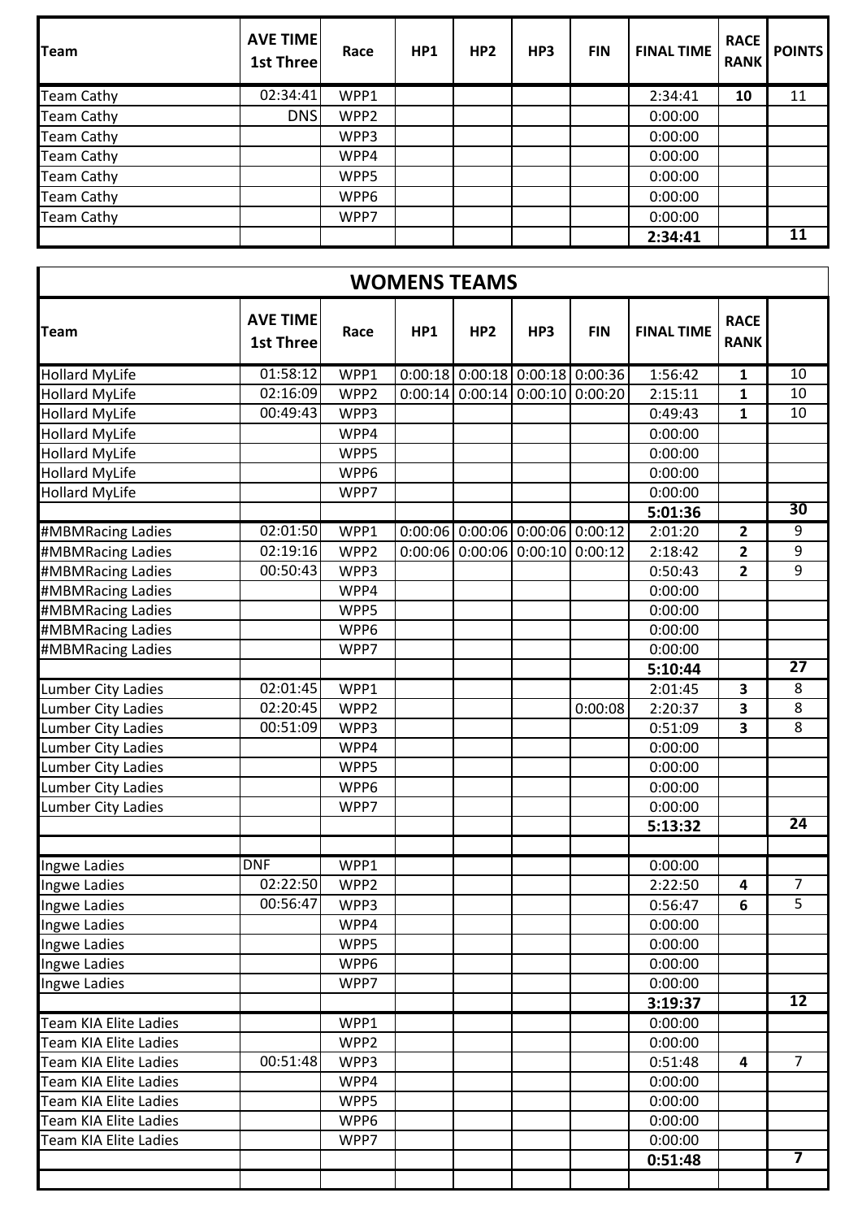| Team | AVE TIME 1st Three | Race | HP1 | HP2 | HP3 | FIN | FINAL TIME | RACE RANK | POINTS |
|---|---|---|---|---|---|---|---|---|---|
| Team Cathy | 02:34:41 | WPP1 | | | | | 2:34:41 | **10** | 11 |
| Team Cathy | DNS | WPP2 | | | | | 0:00:00 | | |
| Team Cathy | | WPP3 | | | | | 0:00:00 | | |
| Team Cathy | | WPP4 | | | | | 0:00:00 | | |
| Team Cathy | | WPP5 | | | | | 0:00:00 | | |
| Team Cathy | | WPP6 | | | | | 0:00:00 | | |
| Team Cathy | | WPP7 | | | | | 0:00:00 | | |
| | | | | | | | **2:34:41** | | **11** |

## WOMENS TEAMS

| Team | AVE TIME 1st Three | Race | HP1 | HP2 | HP3 | FIN | FINAL TIME | RACE RANK | |
|---|---|---|---|---|---|---|---|---|---|
| Hollard MyLife | 01:58:12 | WPP1 | 0:00:18 | 0:00:18 | 0:00:18 | 0:00:36 | 1:56:42 | **1** | 10 |
| Hollard MyLife | 02:16:09 | WPP2 | 0:00:14 | 0:00:14 | 0:00:10 | 0:00:20 | 2:15:11 | **1** | 10 |
| Hollard MyLife | 00:49:43 | WPP3 | | | | | 0:49:43 | **1** | 10 |
| Hollard MyLife | | WPP4 | | | | | 0:00:00 | | |
| Hollard MyLife | | WPP5 | | | | | 0:00:00 | | |
| Hollard MyLife | | WPP6 | | | | | 0:00:00 | | |
| Hollard MyLife | | WPP7 | | | | | 0:00:00 | | |
| | | | | | | | **5:01:36** | | **30** |
| #MBMRacing Ladies | 02:01:50 | WPP1 | 0:00:06 | 0:00:06 | 0:00:06 | 0:00:12 | 2:01:20 | **2** | 9 |
| #MBMRacing Ladies | 02:19:16 | WPP2 | 0:00:06 | 0:00:06 | 0:00:10 | 0:00:12 | 2:18:42 | **2** | 9 |
| #MBMRacing Ladies | 00:50:43 | WPP3 | | | | | 0:50:43 | **2** | 9 |
| #MBMRacing Ladies | | WPP4 | | | | | 0:00:00 | | |
| #MBMRacing Ladies | | WPP5 | | | | | 0:00:00 | | |
| #MBMRacing Ladies | | WPP6 | | | | | 0:00:00 | | |
| #MBMRacing Ladies | | WPP7 | | | | | 0:00:00 | | |
| | | | | | | | **5:10:44** | | **27** |
| Lumber City Ladies | 02:01:45 | WPP1 | | | | | 2:01:45 | **3** | 8 |
| Lumber City Ladies | 02:20:45 | WPP2 | | | | 0:00:08 | 2:20:37 | **3** | 8 |
| Lumber City Ladies | 00:51:09 | WPP3 | | | | | 0:51:09 | **3** | 8 |
| Lumber City Ladies | | WPP4 | | | | | 0:00:00 | | |
| Lumber City Ladies | | WPP5 | | | | | 0:00:00 | | |
| Lumber City Ladies | | WPP6 | | | | | 0:00:00 | | |
| Lumber City Ladies | | WPP7 | | | | | 0:00:00 | | |
| | | | | | | | **5:13:32** | | **24** |
| | | | | | | | | | |
| Ingwe Ladies | DNF | WPP1 | | | | | 0:00:00 | | |
| Ingwe Ladies | 02:22:50 | WPP2 | | | | | 2:22:50 | **4** | 7 |
| Ingwe Ladies | 00:56:47 | WPP3 | | | | | 0:56:47 | **6** | 5 |
| Ingwe Ladies | | WPP4 | | | | | 0:00:00 | | |
| Ingwe Ladies | | WPP5 | | | | | 0:00:00 | | |
| Ingwe Ladies | | WPP6 | | | | | 0:00:00 | | |
| Ingwe Ladies | | WPP7 | | | | | 0:00:00 | | |
| | | | | | | | **3:19:37** | | **12** |
| Team KIA Elite Ladies | | WPP1 | | | | | 0:00:00 | | |
| Team KIA Elite Ladies | | WPP2 | | | | | 0:00:00 | | |
| Team KIA Elite Ladies | 00:51:48 | WPP3 | | | | | 0:51:48 | **4** | 7 |
| Team KIA Elite Ladies | | WPP4 | | | | | 0:00:00 | | |
| Team KIA Elite Ladies | | WPP5 | | | | | 0:00:00 | | |
| Team KIA Elite Ladies | | WPP6 | | | | | 0:00:00 | | |
| Team KIA Elite Ladies | | WPP7 | | | | | 0:00:00 | | |
| | | | | | | | **0:51:48** | | **7** |
| | | | | | | | | | |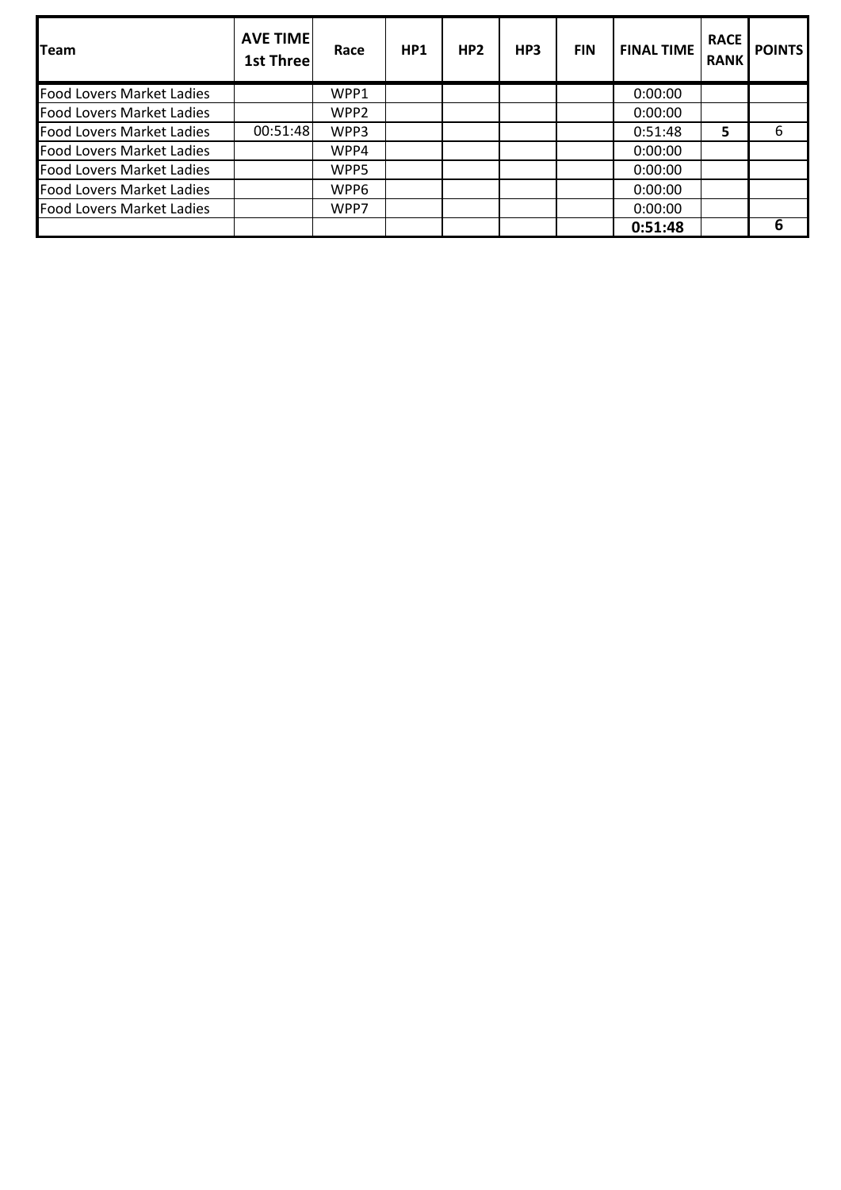| Team | AVE TIME 1st Three | Race | HP1 | HP2 | HP3 | FIN | FINAL TIME | RACE RANK | POINTS |
|---|---|---|---|---|---|---|---|---|---|
| Food Lovers Market Ladies | | WPP1 | | | | | 0:00:00 | | |
| Food Lovers Market Ladies | | WPP2 | | | | | 0:00:00 | | |
| Food Lovers Market Ladies | 00:51:48 | WPP3 | | | | | 0:51:48 | **5** | 6 |
| Food Lovers Market Ladies | | WPP4 | | | | | 0:00:00 | | |
| Food Lovers Market Ladies | | WPP5 | | | | | 0:00:00 | | |
| Food Lovers Market Ladies | | WPP6 | | | | | 0:00:00 | | |
| Food Lovers Market Ladies | | WPP7 | | | | | 0:00:00 | | |
| | | | | | | | **0:51:48** | | **6** |